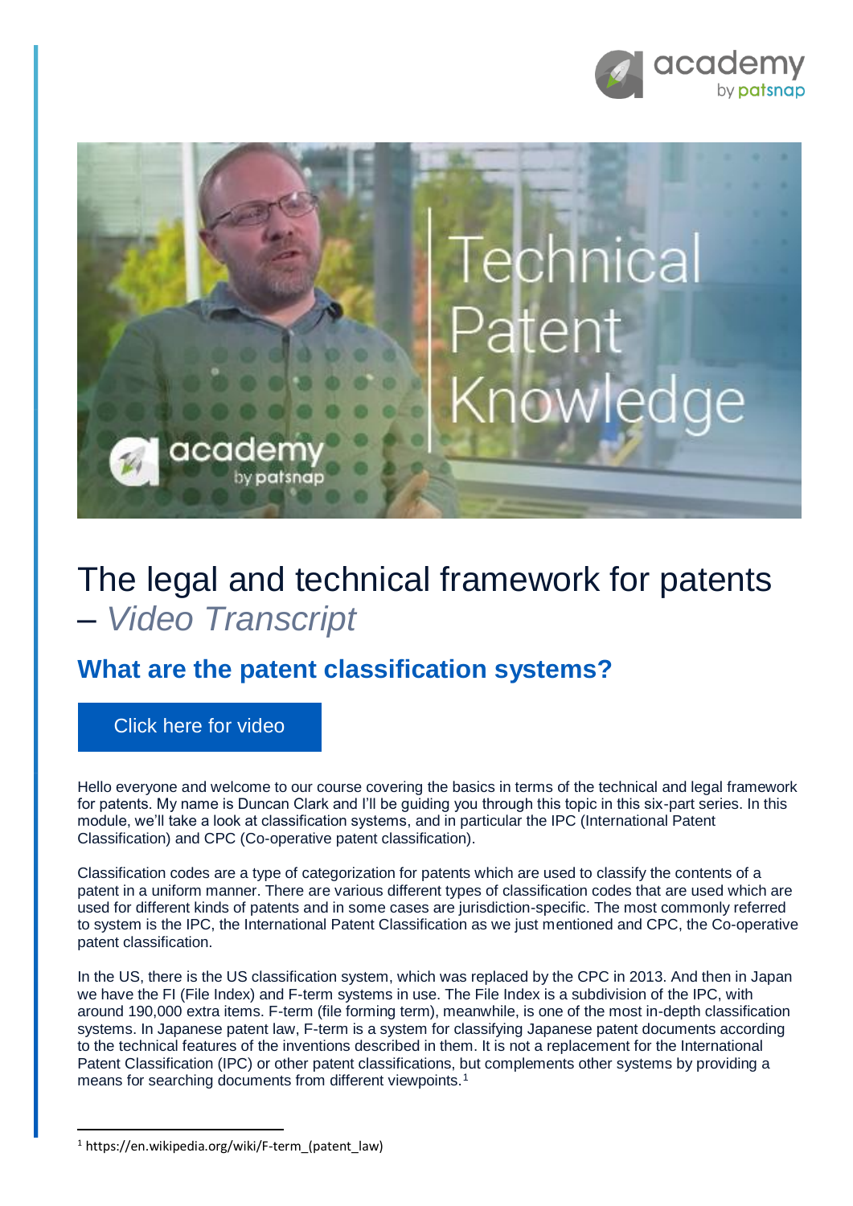# The legal and technical framework for patents – *Video Transcript*

## What are the patent classification systems?

Click here for video

Hello everyone and welcome to our course covering the basics in terms of the technical and legal framework for patents. My name is Duncan Clark and I'll be guiding you through this topic in this six-part series. In this module, we'll take a look at classification systems, and in particular the IPC (International Patent Classification) and CPC (Co-operative patent classification).

Classification codes are a type of categorization for patents which are used to classify the contents of a patent in a uniform manner. There are various different types of classification codes that are used which are used for different kinds of patents and in some cases are jurisdiction-specific. The most commonly referred to system is the IPC, the International Patent Classification as we just mentioned and CPC, the Co-operative patent classification.

In the US, there is the US classification system, which was replaced by the CPC in 2013. And then in Japan we have the FI (File Index) and F-term systems in use. The File Index is a subdivision of the IPC, with around 190,000 extra items. F-term (file forming term), meanwhile, is one of the most in-depth classification systems. In Japanese patent law, F-term is a system for classifying Japanese patent documents according to the technical features of the inventions described in them. It is not a replacement for the International Patent Classification (IPC) or other patent classifications, but complements other systems by providing a means for searching documents from different viewpoints.[1]

[1] https://en.wikipedia.org/wiki/F-term_(patent_law)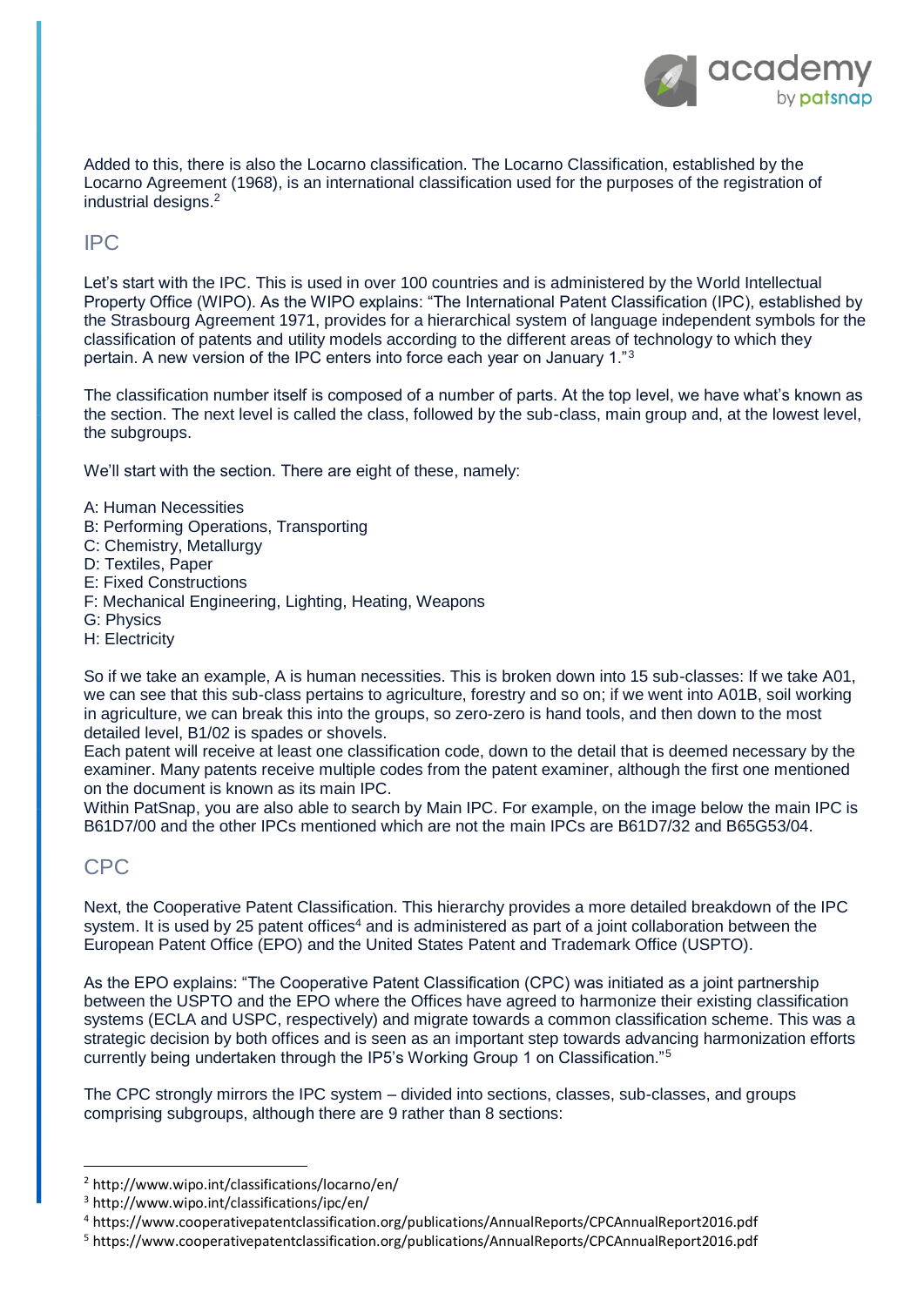Added to this, there is also the Locarno classification. The Locarno Classification, established by the Locarno Agreement (1968), is an international classification used for the purposes of the registration of industrial designs.[2]

## IPC

Let's start with the IPC. This is used in over 100 countries and is administered by the World Intellectual Property Office (WIPO). As the WIPO explains: "The International Patent Classification (IPC), established by the Strasbourg Agreement 1971, provides for a hierarchical system of language independent symbols for the classification of patents and utility models according to the different areas of technology to which they pertain. A new version of the IPC enters into force each year on January 1."[3]

The classification number itself is composed of a number of parts. At the top level, we have what's known as the section. The next level is called the class, followed by the sub-class, main group and, at the lowest level, the subgroups.

We'll start with the section. There are eight of these, namely:

A: Human Necessities  
B: Performing Operations, Transporting  
C: Chemistry, Metallurgy  
D: Textiles, Paper  
E: Fixed Constructions  
F: Mechanical Engineering, Lighting, Heating, Weapons  
G: Physics  
H: Electricity

So if we take an example, A is human necessities. This is broken down into 15 sub-classes: If we take A01, we can see that this sub-class pertains to agriculture, forestry and so on; if we went into A01B, soil working in agriculture, we can break this into the groups, so zero-zero is hand tools, and then down to the most detailed level, B1/02 is spades or shovels.  
Each patent will receive at least one classification code, down to the detail that is deemed necessary by the examiner. Many patents receive multiple codes from the patent examiner, although the first one mentioned on the document is known as its main IPC.  
Within PatSnap, you are also able to search by Main IPC. For example, on the image below the main IPC is B61D7/00 and the other IPCs mentioned which are not the main IPCs are B61D7/32 and B65G53/04.

## CPC

Next, the Cooperative Patent Classification. This hierarchy provides a more detailed breakdown of the IPC system. It is used by 25 patent offices[4] and is administered as part of a joint collaboration between the European Patent Office (EPO) and the United States Patent and Trademark Office (USPTO).

As the EPO explains: "The Cooperative Patent Classification (CPC) was initiated as a joint partnership between the USPTO and the EPO where the Offices have agreed to harmonize their existing classification systems (ECLA and USPC, respectively) and migrate towards a common classification scheme. This was a strategic decision by both offices and is seen as an important step towards advancing harmonization efforts currently being undertaken through the IP5's Working Group 1 on Classification."[5]

The CPC strongly mirrors the IPC system – divided into sections, classes, sub-classes, and groups comprising subgroups, although there are 9 rather than 8 sections:

---

[2] http://www.wipo.int/classifications/locarno/en/  
[3] http://www.wipo.int/classifications/ipc/en/  
[4] https://www.cooperativepatentclassification.org/publications/AnnualReports/CPCAnnualReport2016.pdf  
[5] https://www.cooperativepatentclassification.org/publications/AnnualReports/CPCAnnualReport2016.pdf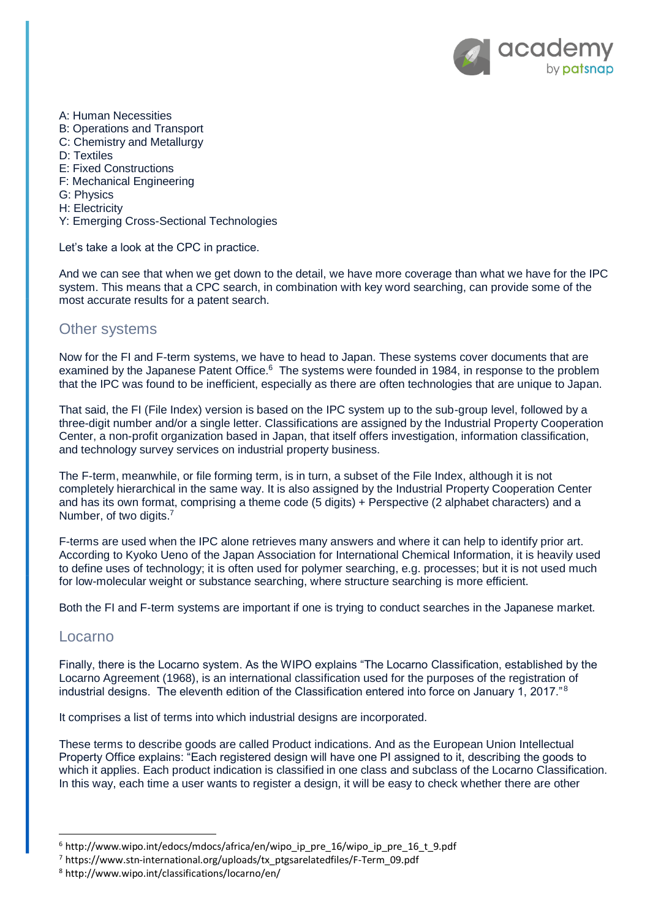A: Human Necessities
B: Operations and Transport
C: Chemistry and Metallurgy
D: Textiles
E: Fixed Constructions
F: Mechanical Engineering
G: Physics
H: Electricity
Y: Emerging Cross-Sectional Technologies

Let's take a look at the CPC in practice.

And we can see that when we get down to the detail, we have more coverage than what we have for the IPC system. This means that a CPC search, in combination with key word searching, can provide some of the most accurate results for a patent search.

## Other systems

Now for the FI and F-term systems, we have to head to Japan. These systems cover documents that are examined by the Japanese Patent Office.[6] The systems were founded in 1984, in response to the problem that the IPC was found to be inefficient, especially as there are often technologies that are unique to Japan.

That said, the FI (File Index) version is based on the IPC system up to the sub-group level, followed by a three-digit number and/or a single letter. Classifications are assigned by the Industrial Property Cooperation Center, a non-profit organization based in Japan, that itself offers investigation, information classification, and technology survey services on industrial property business.

The F-term, meanwhile, or file forming term, is in turn, a subset of the File Index, although it is not completely hierarchical in the same way. It is also assigned by the Industrial Property Cooperation Center and has its own format, comprising a theme code (5 digits) + Perspective (2 alphabet characters) and a Number, of two digits.[7]

F-terms are used when the IPC alone retrieves many answers and where it can help to identify prior art. According to Kyoko Ueno of the Japan Association for International Chemical Information, it is heavily used to define uses of technology; it is often used for polymer searching, e.g. processes; but it is not used much for low-molecular weight or substance searching, where structure searching is more efficient.

Both the FI and F-term systems are important if one is trying to conduct searches in the Japanese market.

## Locarno

Finally, there is the Locarno system. As the WIPO explains "The Locarno Classification, established by the Locarno Agreement (1968), is an international classification used for the purposes of the registration of industrial designs. The eleventh edition of the Classification entered into force on January 1, 2017."[8]

It comprises a list of terms into which industrial designs are incorporated.

These terms to describe goods are called Product indications. And as the European Union Intellectual Property Office explains: "Each registered design will have one PI assigned to it, describing the goods to which it applies. Each product indication is classified in one class and subclass of the Locarno Classification. In this way, each time a user wants to register a design, it will be easy to check whether there are other

---

[6] http://www.wipo.int/edocs/mdocs/africa/en/wipo_ip_pre_16/wipo_ip_pre_16_t_9.pdf
[7] https://www.stn-international.org/uploads/tx_ptgsarelatedfiles/F-Term_09.pdf
[8] http://www.wipo.int/classifications/locarno/en/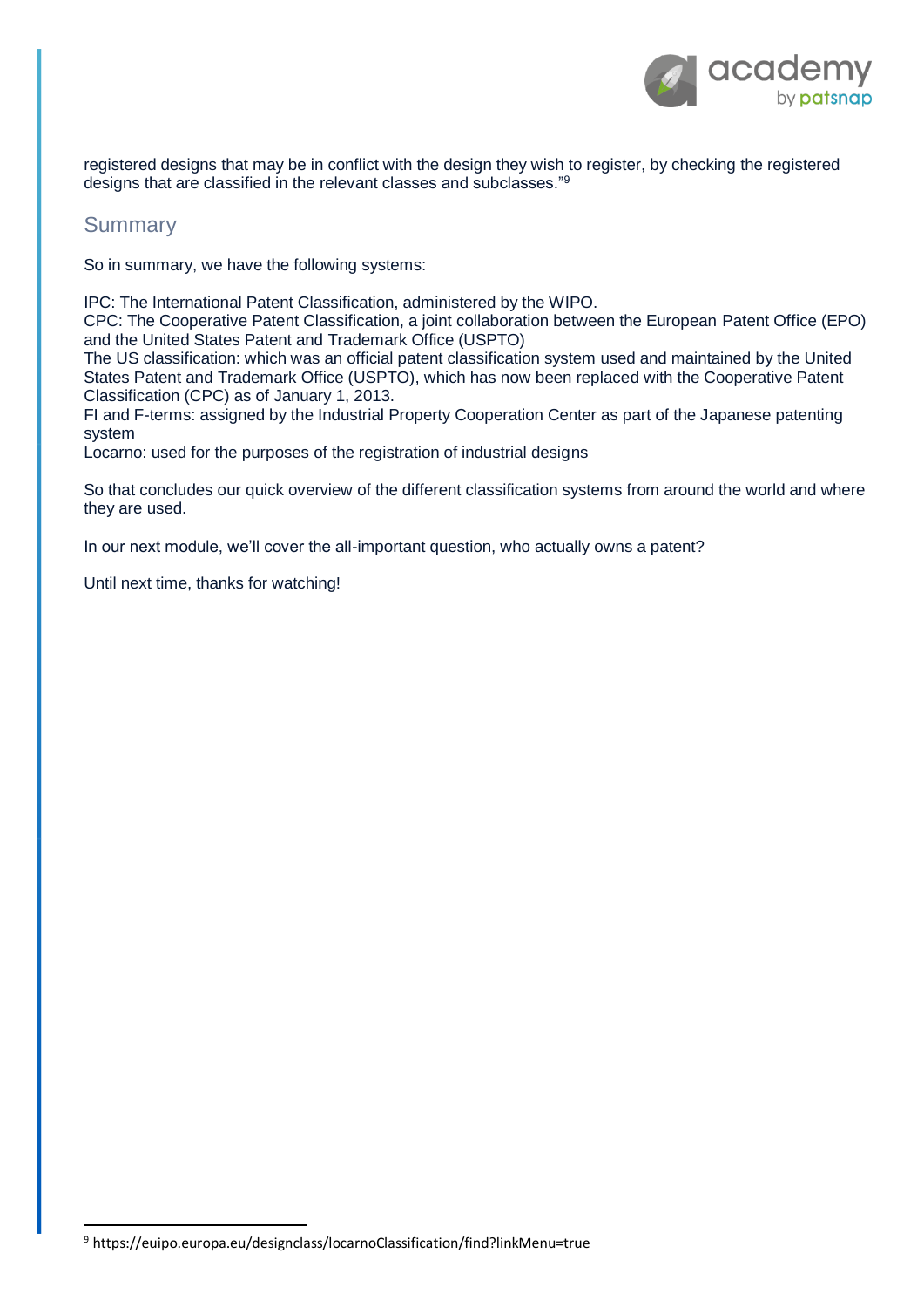registered designs that may be in conflict with the design they wish to register, by checking the registered designs that are classified in the relevant classes and subclasses."[9]

## Summary

So in summary, we have the following systems:

IPC: The International Patent Classification, administered by the WIPO.
CPC: The Cooperative Patent Classification, a joint collaboration between the European Patent Office (EPO) and the United States Patent and Trademark Office (USPTO)
The US classification: which was an official patent classification system used and maintained by the United States Patent and Trademark Office (USPTO), which has now been replaced with the Cooperative Patent Classification (CPC) as of January 1, 2013.
FI and F-terms: assigned by the Industrial Property Cooperation Center as part of the Japanese patenting system
Locarno: used for the purposes of the registration of industrial designs

So that concludes our quick overview of the different classification systems from around the world and where they are used.

In our next module, we'll cover the all-important question, who actually owns a patent?

Until next time, thanks for watching!

[9] https://euipo.europa.eu/designclass/locarnoClassification/find?linkMenu=true